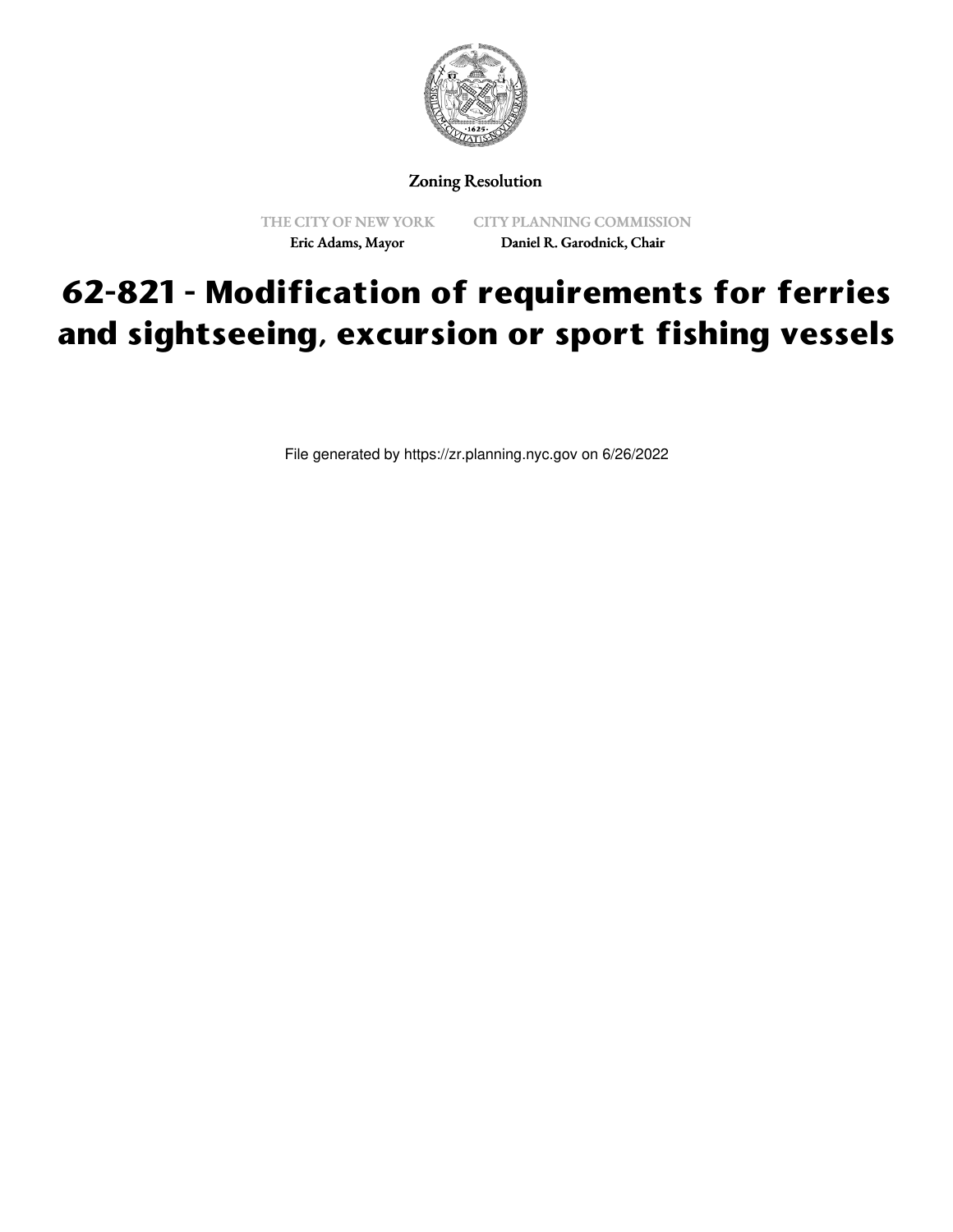Zoning Resolution

THE CITY OF NEW YORK

Eric Adams, Mayor

CITY PLANNING COMMISSION

Daniel R. Garodnick, Chair

# 62-821 - Modification of requirements for ferries and sightseeing, excursion or sport fishing vessels

File generated by https://zr.planning.nyc.gov on 6/26/2022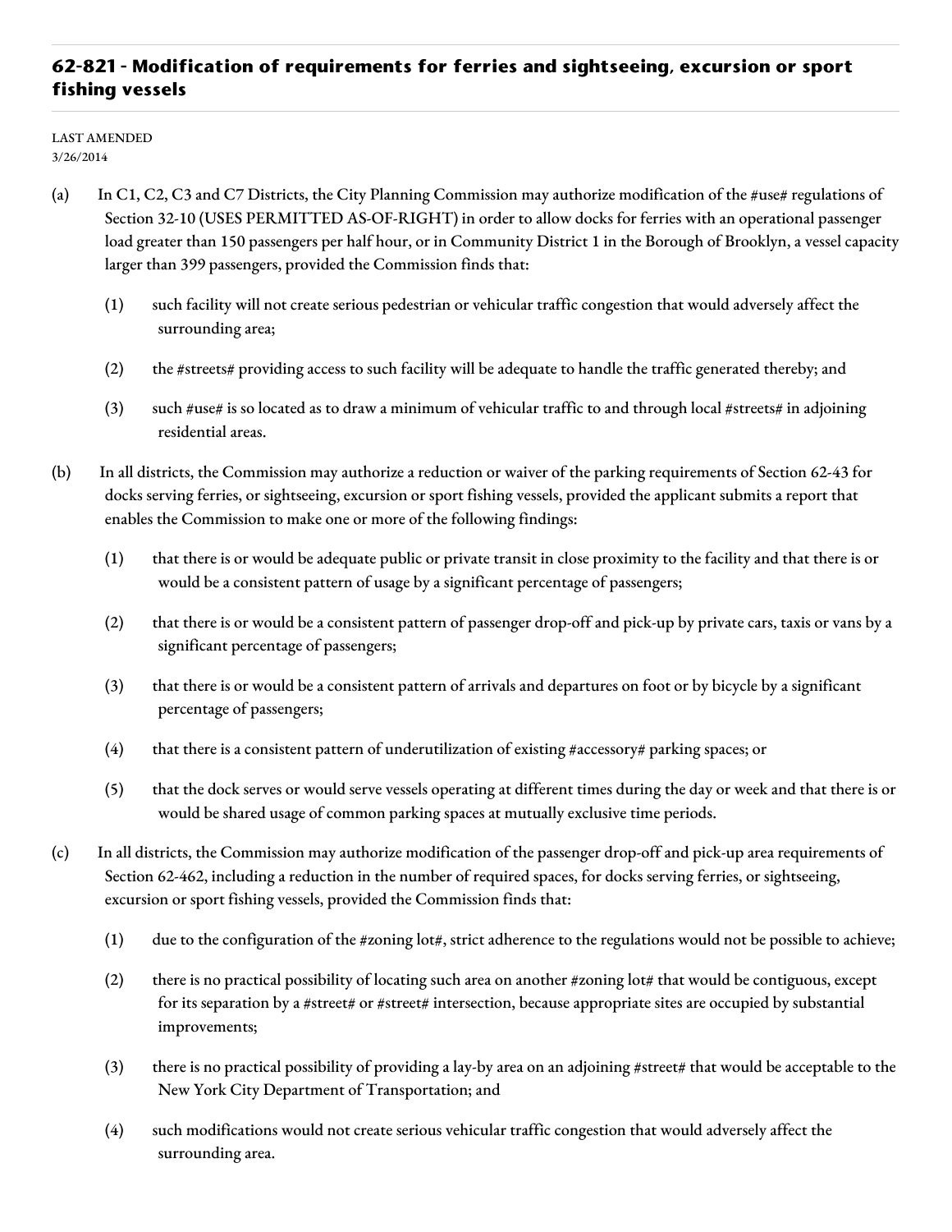## 62-821 - Modification of requirements for ferries and sightseeing, excursion or sport fishing vessels

LAST AMENDED
3/26/2014

(a) In C1, C2, C3 and C7 Districts, the City Planning Commission may authorize modification of the #use# regulations of Section 32-10 (USES PERMITTED AS-OF-RIGHT) in order to allow docks for ferries with an operational passenger load greater than 150 passengers per half hour, or in Community District 1 in the Borough of Brooklyn, a vessel capacity larger than 399 passengers, provided the Commission finds that:

(1) such facility will not create serious pedestrian or vehicular traffic congestion that would adversely affect the surrounding area;

(2) the #streets# providing access to such facility will be adequate to handle the traffic generated thereby; and

(3) such #use# is so located as to draw a minimum of vehicular traffic to and through local #streets# in adjoining residential areas.

(b) In all districts, the Commission may authorize a reduction or waiver of the parking requirements of Section 62-43 for docks serving ferries, or sightseeing, excursion or sport fishing vessels, provided the applicant submits a report that enables the Commission to make one or more of the following findings:

(1) that there is or would be adequate public or private transit in close proximity to the facility and that there is or would be a consistent pattern of usage by a significant percentage of passengers;

(2) that there is or would be a consistent pattern of passenger drop-off and pick-up by private cars, taxis or vans by a significant percentage of passengers;

(3) that there is or would be a consistent pattern of arrivals and departures on foot or by bicycle by a significant percentage of passengers;

(4) that there is a consistent pattern of underutilization of existing #accessory# parking spaces; or

(5) that the dock serves or would serve vessels operating at different times during the day or week and that there is or would be shared usage of common parking spaces at mutually exclusive time periods.

(c) In all districts, the Commission may authorize modification of the passenger drop-off and pick-up area requirements of Section 62-462, including a reduction in the number of required spaces, for docks serving ferries, or sightseeing, excursion or sport fishing vessels, provided the Commission finds that:

(1) due to the configuration of the #zoning lot#, strict adherence to the regulations would not be possible to achieve;

(2) there is no practical possibility of locating such area on another #zoning lot# that would be contiguous, except for its separation by a #street# or #street# intersection, because appropriate sites are occupied by substantial improvements;

(3) there is no practical possibility of providing a lay-by area on an adjoining #street# that would be acceptable to the New York City Department of Transportation; and

(4) such modifications would not create serious vehicular traffic congestion that would adversely affect the surrounding area.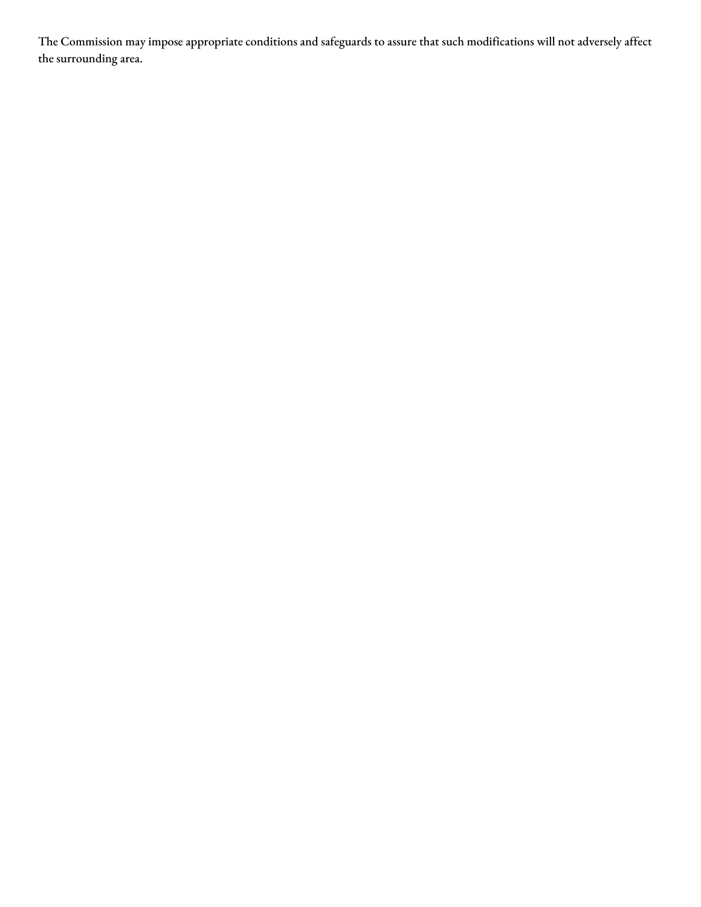The Commission may impose appropriate conditions and safeguards to assure that such modifications will not adversely affect the surrounding area.